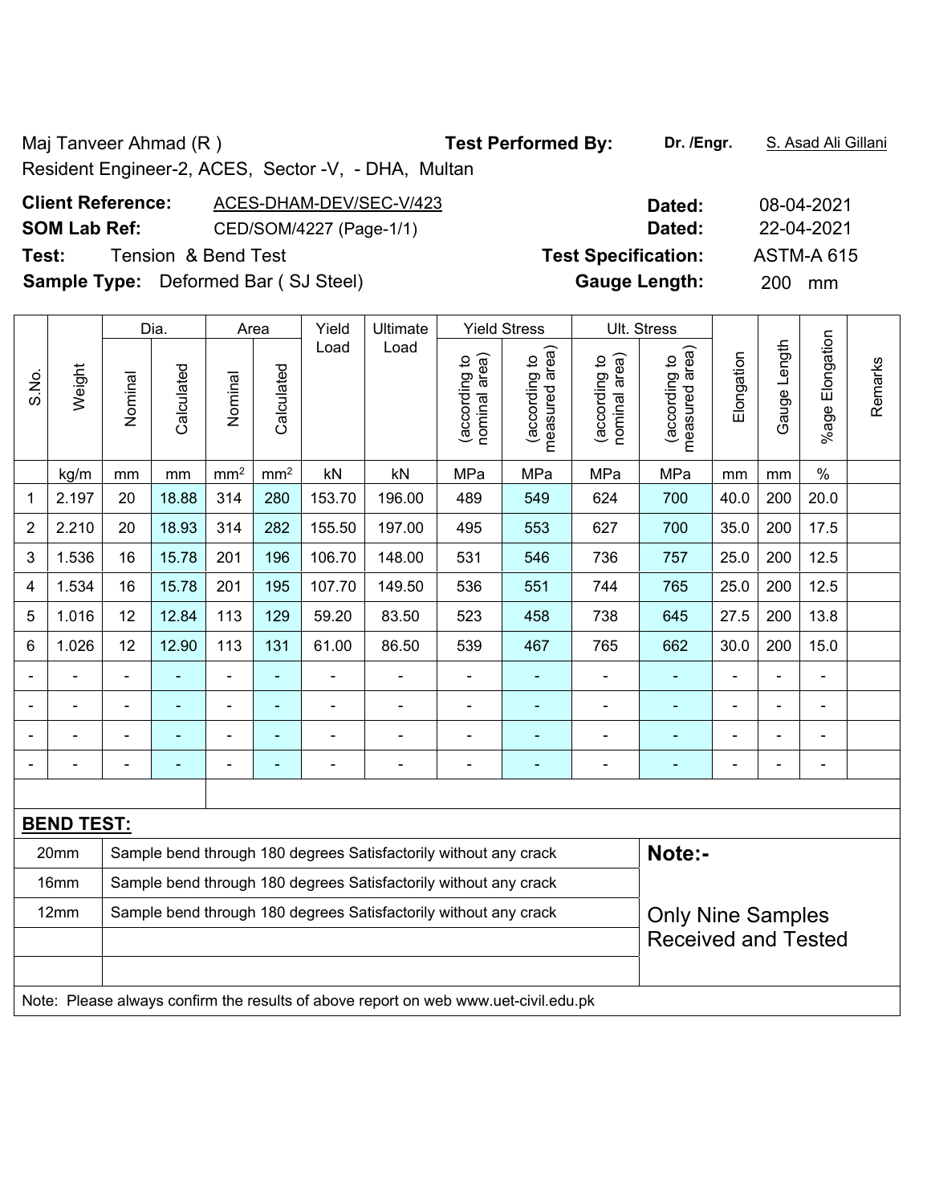Maj Tanveer Ahmad (R )
Resident Engineer-2, ACES, Sector -V, - DHA, Multan

**Test Performed By:** Dr. /Engr. S. Asad Ali Gillani

**Client Reference:** ACES-DHAM-DEV/SEC-V/423 **Dated:** 08-04-2021

**SOM Lab Ref:** CED/SOM/4227 (Page-1/1) **Dated:** 22-04-2021

**Test:** Tension & Bend Test **Test Specification:** ASTM-A 615

**Sample Type:** Deformed Bar ( SJ Steel) **Gauge Length:** 200 mm

| S.No. | Weight | Dia. | | Area | | Yield Load | Ultimate Load | Yield Stress | | Ult. Stress | | Elongation | Gauge Length | %age Elongation | Remarks |
|---|---|---|---|---|---|---|---|---|---|---|---|---|---|---|---|
| | | Nominal | Calculated | Nominal | Calculated | | | (according to nominal area) | (according to measured area) | (according to nominal area) | (according to measured area) | | | | |
| | kg/m | mm | mm | mm² | mm² | kN | kN | MPa | MPa | MPa | MPa | mm | mm | % | |
| 1 | 2.197 | 20 | 18.88 | 314 | 280 | 153.70 | 196.00 | 489 | 549 | 624 | 700 | 40.0 | 200 | 20.0 | |
| 2 | 2.210 | 20 | 18.93 | 314 | 282 | 155.50 | 197.00 | 495 | 553 | 627 | 700 | 35.0 | 200 | 17.5 | |
| 3 | 1.536 | 16 | 15.78 | 201 | 196 | 106.70 | 148.00 | 531 | 546 | 736 | 757 | 25.0 | 200 | 12.5 | |
| 4 | 1.534 | 16 | 15.78 | 201 | 195 | 107.70 | 149.50 | 536 | 551 | 744 | 765 | 25.0 | 200 | 12.5 | |
| 5 | 1.016 | 12 | 12.84 | 113 | 129 | 59.20 | 83.50 | 523 | 458 | 738 | 645 | 27.5 | 200 | 13.8 | |
| 6 | 1.026 | 12 | 12.90 | 113 | 131 | 61.00 | 86.50 | 539 | 467 | 765 | 662 | 30.0 | 200 | 15.0 | |
| - | - | - | - | - | - | - | - | - | - | - | - | - | - | - | |
| - | - | - | - | - | - | - | - | - | - | - | - | - | - | - | |
| - | - | - | - | - | - | - | - | - | - | - | - | - | - | - | |
| - | - | - | - | - | - | - | - | - | - | - | - | - | - | - | |

**BEND TEST:**

| | |
|---|---|
| 20mm | Sample bend through 180 degrees Satisfactorily without any crack |
| 16mm | Sample bend through 180 degrees Satisfactorily without any crack |
| 12mm | Sample bend through 180 degrees Satisfactorily without any crack |

**Note:-**

Only Nine Samples Received and Tested

Note: Please always confirm the results of above report on web www.uet-civil.edu.pk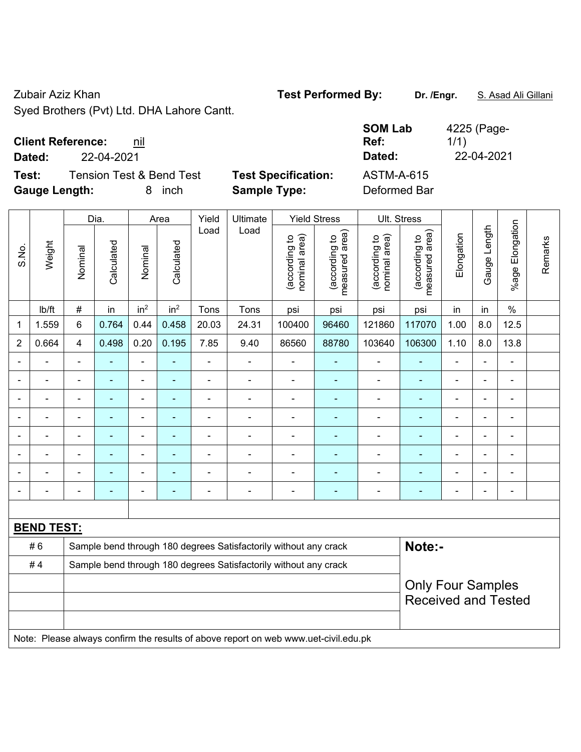Zubair Aziz Khan
Syed Brothers (Pvt) Ltd. DHA Lahore Cantt.

**Test Performed By:** **Dr. /Engr.** S. Asad Ali Gillani

**Client Reference:** nil
**Dated:** 22-04-2021

**SOM Lab Ref:** 4225 (Page-1/1)
**Dated:** 22-04-2021

**Test:** Tension Test & Bend Test
**Gauge Length:** 8 inch

**Test Specification:** ASTM-A-615
**Sample Type:** Deformed Bar

| S.No. | Weight | Dia. | | Area | | Yield Load | Ultimate Load | Yield Stress | | Ult. Stress | | Elongation | Gauge Length | %age Elongation | Remarks |
|---|---|---|---|---|---|---|---|---|---|---|---|---|---|---|---|
| | | Nominal | Calculated | Nominal | Calculated | | | (according to nominal area) | (according to measured area) | (according to nominal area) | (according to measured area) | | | | |
| | lb/ft | # | in | $in^2$ | $in^2$ | Tons | Tons | psi | psi | psi | psi | in | in | % | |
| 1 | 1.559 | 6 | 0.764 | 0.44 | 0.458 | 20.03 | 24.31 | 100400 | 96460 | 121860 | 117070 | 1.00 | 8.0 | 12.5 | |
| 2 | 0.664 | 4 | 0.498 | 0.20 | 0.195 | 7.85 | 9.40 | 86560 | 88780 | 103640 | 106300 | 1.10 | 8.0 | 13.8 | |
| - | - | - | - | - | - | - | - | - | - | - | - | - | - | - | |
| - | - | - | - | - | - | - | - | - | - | - | - | - | - | - | |
| - | - | - | - | - | - | - | - | - | - | - | - | - | - | - | |
| - | - | - | - | - | - | - | - | - | - | - | - | - | - | - | |
| - | - | - | - | - | - | - | - | - | - | - | - | - | - | - | |
| - | - | - | - | - | - | - | - | - | - | - | - | - | - | - | |
| - | - | - | - | - | - | - | - | - | - | - | - | - | - | - | |
| - | - | - | - | - | - | - | - | - | - | - | - | - | - | - | |

**BEND TEST:**

| | |
|---|---|
| # 6 | Sample bend through 180 degrees Satisfactorily without any crack |
| # 4 | Sample bend through 180 degrees Satisfactorily without any crack |

**Note:-**

Only Four Samples Received and Tested

Note: Please always confirm the results of above report on web www.uet-civil.edu.pk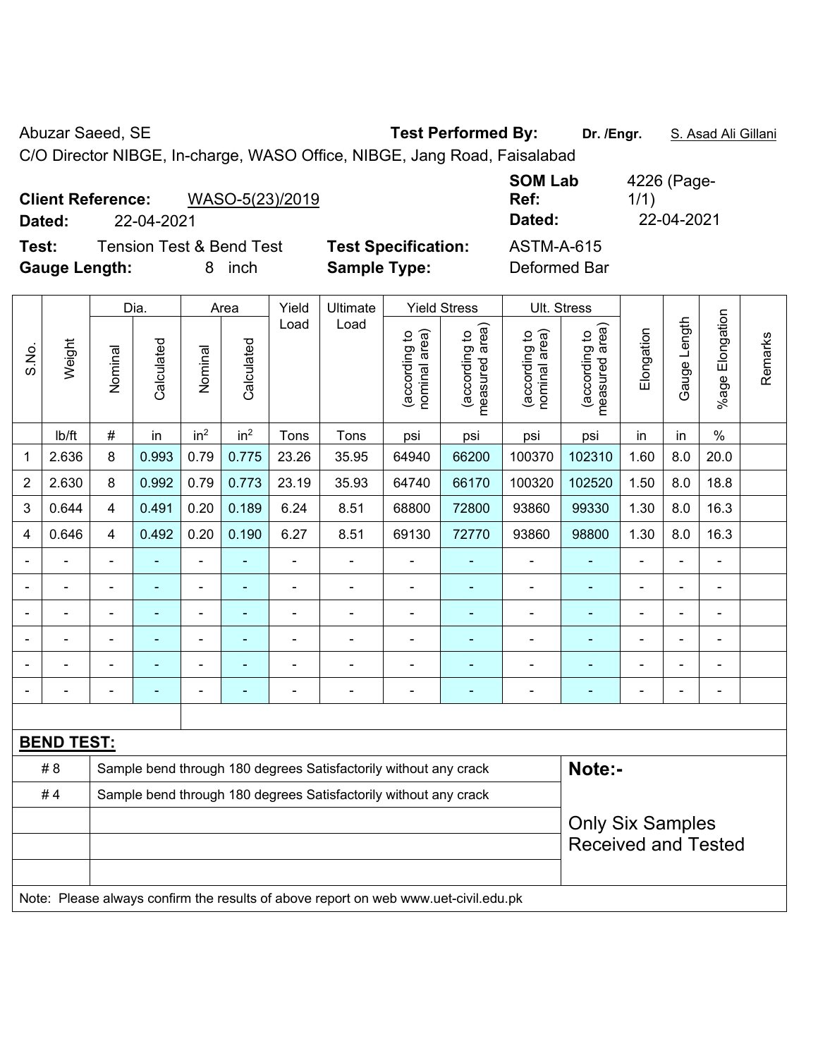Abuzar Saeed, SE

C/O Director NIBGE, In-charge, WASO Office, NIBGE, Jang Road, Faisalabad

**Test Performed By:** **Dr. /Engr.** S. Asad Ali Gillani

**Client Reference:** WASO-5(23)/2019

**Dated:** 22-04-2021

**SOM Lab Ref:** 4226 (Page-1/1)

**Dated:** 22-04-2021

**Test:** Tension Test & Bend Test

**Gauge Length:** 8 inch

**Test Specification:** ASTM-A-615

**Sample Type:** Deformed Bar

| S.No. | Weight | Dia. | | Area | | Yield Load | Ultimate Load | Yield Stress | | Ult. Stress | | Elongation | Gauge Length | %age Elongation | Remarks |
|---|---|---|---|---|---|---|---|---|---|---|---|---|---|---|---|
| | | Nominal | Calculated | Nominal | Calculated | | | (according to nominal area) | (according to measured area) | (according to nominal area) | (according to measured area) | | | | |
| | lb/ft | # | in | in² | in² | Tons | Tons | psi | psi | psi | psi | in | in | % | |
| 1 | 2.636 | 8 | 0.993 | 0.79 | 0.775 | 23.26 | 35.95 | 64940 | 66200 | 100370 | 102310 | 1.60 | 8.0 | 20.0 | |
| 2 | 2.630 | 8 | 0.992 | 0.79 | 0.773 | 23.19 | 35.93 | 64740 | 66170 | 100320 | 102520 | 1.50 | 8.0 | 18.8 | |
| 3 | 0.644 | 4 | 0.491 | 0.20 | 0.189 | 6.24 | 8.51 | 68800 | 72800 | 93860 | 99330 | 1.30 | 8.0 | 16.3 | |
| 4 | 0.646 | 4 | 0.492 | 0.20 | 0.190 | 6.27 | 8.51 | 69130 | 72770 | 93860 | 98800 | 1.30 | 8.0 | 16.3 | |
| - | - | - | - | - | - | - | - | - | - | - | - | - | - | - | |
| - | - | - | - | - | - | - | - | - | - | - | - | - | - | - | |
| - | - | - | - | - | - | - | - | - | - | - | - | - | - | - | |
| - | - | - | - | - | - | - | - | - | - | - | - | - | - | - | |
| - | - | - | - | - | - | - | - | - | - | - | - | - | - | - | |
| - | - | - | - | - | - | - | - | - | - | - | - | - | - | - | |

**BEND TEST:**

| | | |
|---|---|---|
| # 8 | Sample bend through 180 degrees Satisfactorily without any crack | **Note:-** |
| # 4 | Sample bend through 180 degrees Satisfactorily without any crack | Only Six Samples Received and Tested |

Note: Please always confirm the results of above report on web www.uet-civil.edu.pk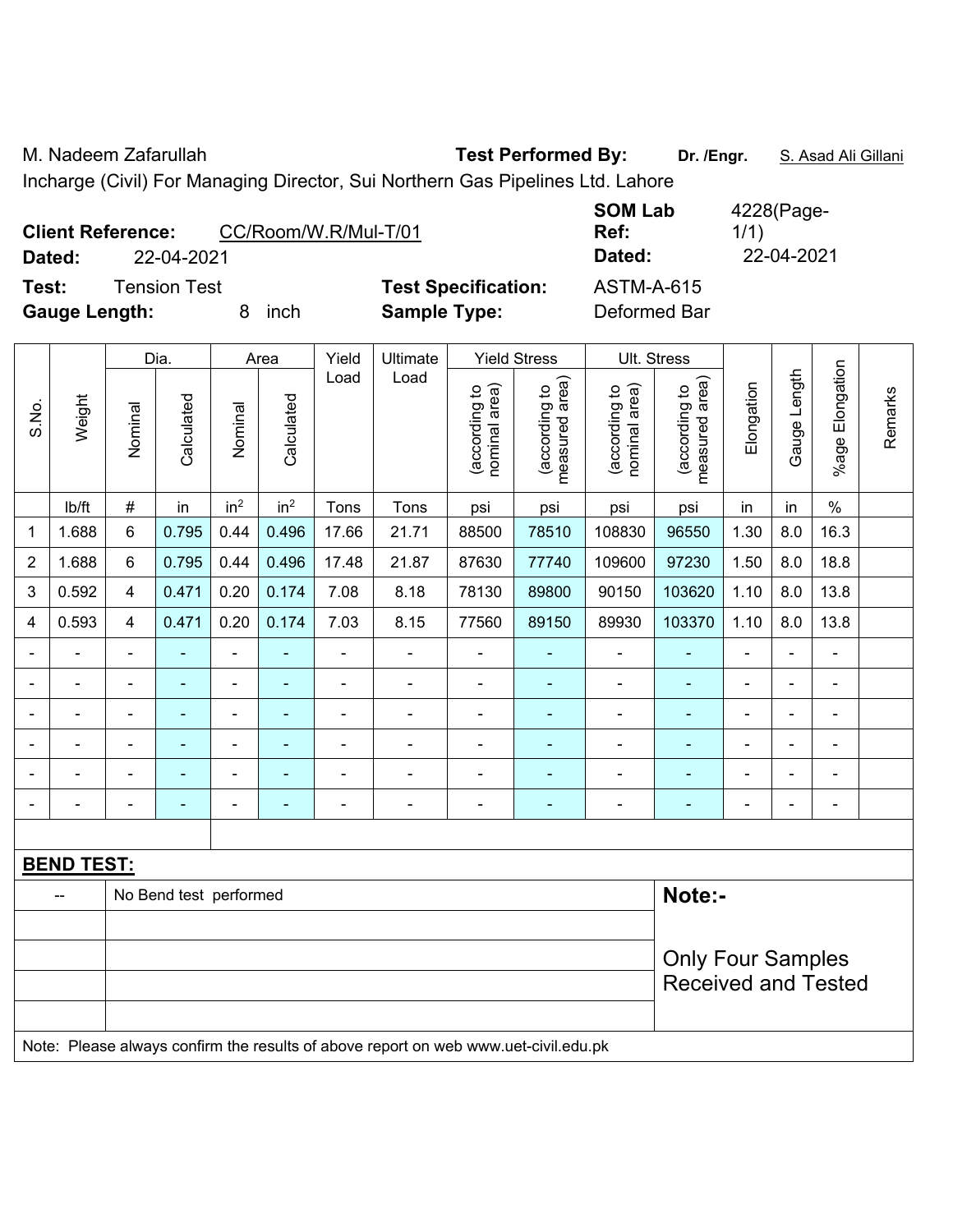M. Nadeem Zafarullah **Test Performed By:** **Dr. /Engr.** S. Asad Ali Gillani

Incharge (Civil) For Managing Director, Sui Northern Gas Pipelines Ltd. Lahore

**Client Reference:** CC/Room/W.R/Mul-T/01 **SOM Lab Ref:** 4228(Page-1/1)

**Dated:** 22-04-2021 **Dated:** 22-04-2021

**Test:** Tension Test **Test Specification:** ASTM-A-615

**Gauge Length:** 8 inch **Sample Type:** Deformed Bar

| S.No. | Weight | Dia. | | Area | | Yield Load | Ultimate Load | Yield Stress | | Ult. Stress | | Elongation | Gauge Length | %age Elongation | Remarks |
|---|---|---|---|---|---|---|---|---|---|---|---|---|---|---|---|
| | | Nominal | Calculated | Nominal | Calculated | | | (according to nominal area) | (according to measured area) | (according to nominal area) | (according to measured area) | | | | |
| | lb/ft | # | in | in$^2$ | in$^2$ | Tons | Tons | psi | psi | psi | psi | in | in | % | |
| 1 | 1.688 | 6 | 0.795 | 0.44 | 0.496 | 17.66 | 21.71 | 88500 | 78510 | 108830 | 96550 | 1.30 | 8.0 | 16.3 | |
| 2 | 1.688 | 6 | 0.795 | 0.44 | 0.496 | 17.48 | 21.87 | 87630 | 77740 | 109600 | 97230 | 1.50 | 8.0 | 18.8 | |
| 3 | 0.592 | 4 | 0.471 | 0.20 | 0.174 | 7.08 | 8.18 | 78130 | 89800 | 90150 | 103620 | 1.10 | 8.0 | 13.8 | |
| 4 | 0.593 | 4 | 0.471 | 0.20 | 0.174 | 7.03 | 8.15 | 77560 | 89150 | 89930 | 103370 | 1.10 | 8.0 | 13.8 | |
| - | - | - | - | - | - | - | - | - | - | - | - | - | - | - | |
| - | - | - | - | - | - | - | - | - | - | - | - | - | - | - | |
| - | - | - | - | - | - | - | - | - | - | - | - | - | - | - | |
| - | - | - | - | - | - | - | - | - | - | - | - | - | - | - | |
| - | - | - | - | - | - | - | - | - | - | - | - | - | - | - | |
| - | - | - | - | - | - | - | - | - | - | - | - | - | - | - | |

**BEND TEST:**

| -- | No Bend test performed |
|---|---|

**Note:-**

Only Four Samples Received and Tested

Note: Please always confirm the results of above report on web www.uet-civil.edu.pk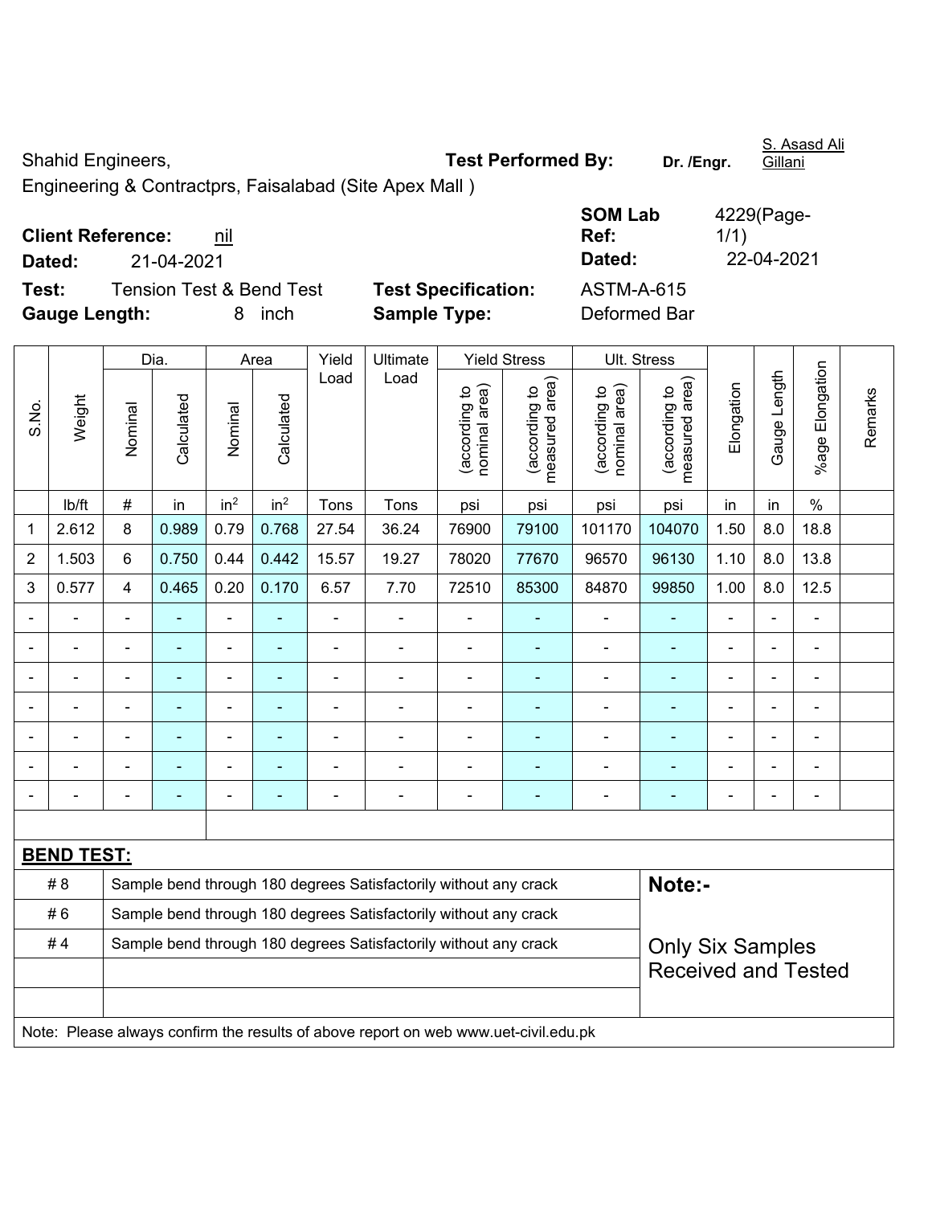Shahid Engineers, **Test Performed By:** **Dr. /Engr.** S. Asasd Ali Gillani

Engineering & Contractprs, Faisalabad (Site Apex Mall )

**Client Reference:** nil **SOM Lab Ref:** 4229(Page-1/1)

**Dated:** 21-04-2021 **Dated:** 22-04-2021

**Test:** Tension Test & Bend Test **Test Specification:** ASTM-A-615

**Gauge Length:** 8 inch **Sample Type:** Deformed Bar

| S.No. | Weight | Dia. | | Area | | Yield Load | Ultimate Load | Yield Stress | | Ult. Stress | | Elongation | Gauge Length | %age Elongation | Remarks |
|---|---|---|---|---|---|---|---|---|---|---|---|---|---|---|---|
| | | Nominal | Calculated | Nominal | Calculated | | | (according to nominal area) | (according to measured area) | (according to nominal area) | (according to measured area) | | | | |
| | lb/ft | # | in | in$^2$ | in$^2$ | Tons | Tons | psi | psi | psi | psi | in | in | % | |
| 1 | 2.612 | 8 | 0.989 | 0.79 | 0.768 | 27.54 | 36.24 | 76900 | 79100 | 101170 | 104070 | 1.50 | 8.0 | 18.8 | |
| 2 | 1.503 | 6 | 0.750 | 0.44 | 0.442 | 15.57 | 19.27 | 78020 | 77670 | 96570 | 96130 | 1.10 | 8.0 | 13.8 | |
| 3 | 0.577 | 4 | 0.465 | 0.20 | 0.170 | 6.57 | 7.70 | 72510 | 85300 | 84870 | 99850 | 1.00 | 8.0 | 12.5 | |
| - | - | - | - | - | - | - | - | - | - | - | - | - | - | - | |
| - | - | - | - | - | - | - | - | - | - | - | - | - | - | - | |
| - | - | - | - | - | - | - | - | - | - | - | - | - | - | - | |
| - | - | - | - | - | - | - | - | - | - | - | - | - | - | - | |
| - | - | - | - | - | - | - | - | - | - | - | - | - | - | - | |
| - | - | - | - | - | - | - | - | - | - | - | - | - | - | - | |
| - | - | - | - | - | - | - | - | - | - | - | - | - | - | - | |

**BEND TEST:**

| | | |
|---|---|---|
| # 8 | Sample bend through 180 degrees Satisfactorily without any crack | **Note:-** |
| # 6 | Sample bend through 180 degrees Satisfactorily without any crack | |
| # 4 | Sample bend through 180 degrees Satisfactorily without any crack | Only Six Samples Received and Tested |

Note: Please always confirm the results of above report on web www.uet-civil.edu.pk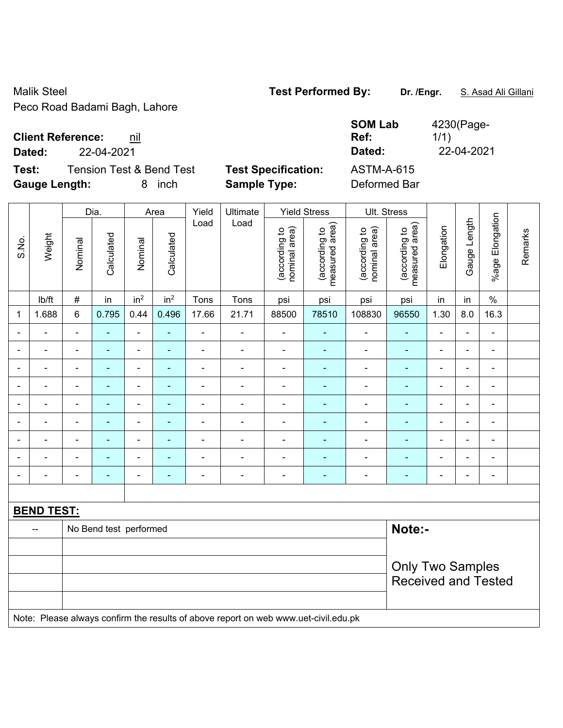Malik Steel
Peco Road Badami Bagh, Lahore

**Test Performed By:** **Dr. /Engr.** S. Asad Ali Gillani

**Client Reference:** nil

**Dated:** 22-04-2021

**SOM Lab Ref:** 4230(Page-1/1)

**Dated:** 22-04-2021

**Test:** Tension Test & Bend Test

**Test Specification:** ASTM-A-615

**Gauge Length:** 8 inch

**Sample Type:** Deformed Bar

| S.No. | Weight | Dia. | | Area | | Yield Load | Ultimate Load | Yield Stress | | Ult. Stress | | Elongation | Gauge Length | %age Elongation | Remarks |
|---|---|---|---|---|---|---|---|---|---|---|---|---|---|---|---|
| | | Nominal | Calculated | Nominal | Calculated | | | (according to nominal area) | (according to measured area) | (according to nominal area) | (according to measured area) | | | | |
| | lb/ft | # | in | in$^2$ | in$^2$ | Tons | Tons | psi | psi | psi | psi | in | in | % | |
| 1 | 1.688 | 6 | 0.795 | 0.44 | 0.496 | 17.66 | 21.71 | 88500 | 78510 | 108830 | 96550 | 1.30 | 8.0 | 16.3 | |
| - | - | - | - | - | - | - | - | - | - | - | - | - | - | - | |
| - | - | - | - | - | - | - | - | - | - | - | - | - | - | - | |
| - | - | - | - | - | - | - | - | - | - | - | - | - | - | - | |
| - | - | - | - | - | - | - | - | - | - | - | - | - | - | - | |
| - | - | - | - | - | - | - | - | - | - | - | - | - | - | - | |
| - | - | - | - | - | - | - | - | - | - | - | - | - | - | - | |
| - | - | - | - | - | - | - | - | - | - | - | - | - | - | - | |
| - | - | - | - | - | - | - | - | - | - | - | - | - | - | - | |
| - | - | - | - | - | - | - | - | - | - | - | - | - | - | - | |

**BEND TEST:**

| | | |
|---|---|---|
| -- | No Bend test performed | **Note:-** Only Two Samples Received and Tested |

Note: Please always confirm the results of above report on web www.uet-civil.edu.pk